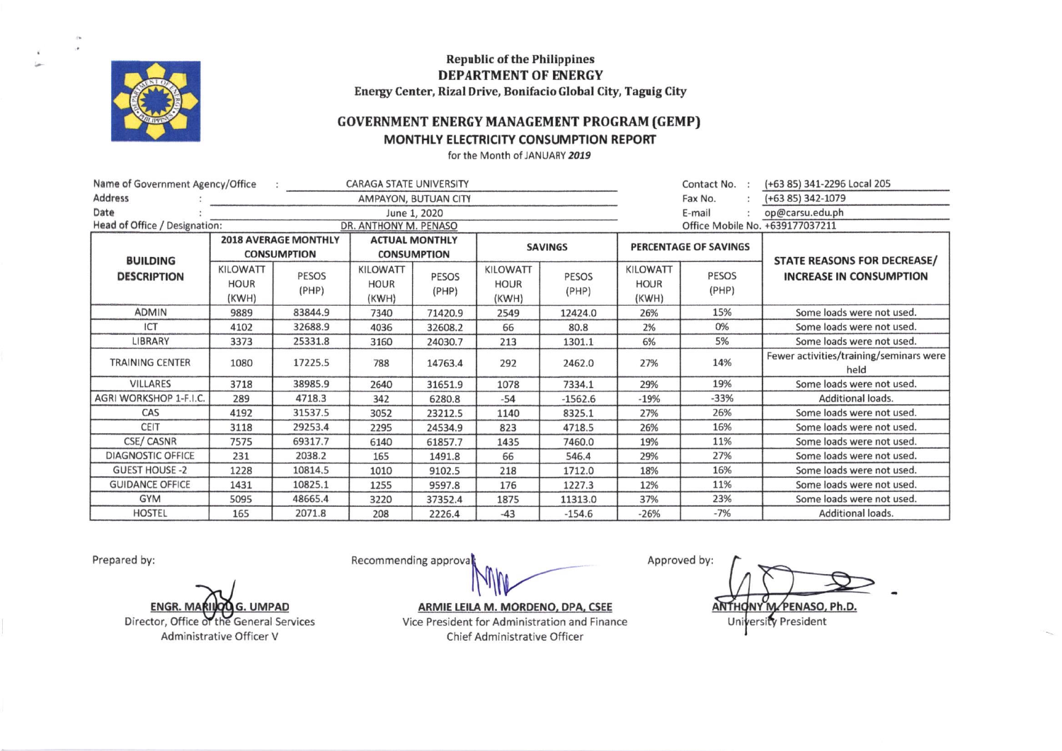Republic of the Philippines
**DEPARTMENT OF ENERGY**
**Energy Center, Rizal Drive, Bonifacio Global City, Taguig City**

## GOVERNMENT ENERGY MANAGEMENT PROGRAM (GEMP)
### MONTHLY ELECTRICITY CONSUMPTION REPORT
for the Month of JANUARY ***2019***

Name of Government Agency/Office : CARAGA STATE UNIVERSITY
Address : AMPAYON, BUTUAN CITY
Date : June 1, 2020
Head of Office / Designation: DR. ANTHONY M. PENASO

Contact No. : (+63 85) 341-2296 Local 205
Fax No. : (+63 85) 342-1079
E-mail : op@carsu.edu.ph
Office Mobile No. +639177037211

| BUILDING DESCRIPTION | 2018 AVERAGE MONTHLY CONSUMPTION | | ACTUAL MONTHLY CONSUMPTION | | SAVINGS | | PERCENTAGE OF SAVINGS | | STATE REASONS FOR DECREASE/ INCREASE IN CONSUMPTION |
|---|---|---|---|---|---|---|---|---|---|
| | KILOWATT HOUR (KWH) | PESOS (PHP) | KILOWATT HOUR (KWH) | PESOS (PHP) | KILOWATT HOUR (KWH) | PESOS (PHP) | KILOWATT HOUR (KWH) | PESOS (PHP) | |
| ADMIN | 9889 | 83844.9 | 7340 | 71420.9 | 2549 | 12424.0 | 26% | 15% | Some loads were not used. |
| ICT | 4102 | 32688.9 | 4036 | 32608.2 | 66 | 80.8 | 2% | 0% | Some loads were not used. |
| LIBRARY | 3373 | 25331.8 | 3160 | 24030.7 | 213 | 1301.1 | 6% | 5% | Some loads were not used. |
| TRAINING CENTER | 1080 | 17225.5 | 788 | 14763.4 | 292 | 2462.0 | 27% | 14% | Fewer activities/training/seminars were held |
| VILLARES | 3718 | 38985.9 | 2640 | 31651.9 | 1078 | 7334.1 | 29% | 19% | Some loads were not used. |
| AGRI WORKSHOP 1-F.I.C. | 289 | 4718.3 | 342 | 6280.8 | -54 | -1562.6 | -19% | -33% | Additional loads. |
| CAS | 4192 | 31537.5 | 3052 | 23212.5 | 1140 | 8325.1 | 27% | 26% | Some loads were not used. |
| CEIT | 3118 | 29253.4 | 2295 | 24534.9 | 823 | 4718.5 | 26% | 16% | Some loads were not used. |
| CSE/ CASNR | 7575 | 69317.7 | 6140 | 61857.7 | 1435 | 7460.0 | 19% | 11% | Some loads were not used. |
| DIAGNOSTIC OFFICE | 231 | 2038.2 | 165 | 1491.8 | 66 | 546.4 | 29% | 27% | Some loads were not used. |
| GUEST HOUSE -2 | 1228 | 10814.5 | 1010 | 9102.5 | 218 | 1712.0 | 18% | 16% | Some loads were not used. |
| GUIDANCE OFFICE | 1431 | 10825.1 | 1255 | 9597.8 | 176 | 1227.3 | 12% | 11% | Some loads were not used. |
| GYM | 5095 | 48665.4 | 3220 | 37352.4 | 1875 | 11313.0 | 37% | 23% | Some loads were not used. |
| HOSTEL | 165 | 2071.8 | 208 | 2226.4 | -43 | -154.6 | -26% | -7% | Additional loads. |

Prepared by:

**ENGR. MARILOU G. UMPAD**
Director, Office of the General Services
Administrative Officer V

Recommending approval:

**ARMIE LEILA M. MORDENO, DPA, CSEE**
Vice President for Administration and Finance
Chief Administrative Officer

Approved by:

**ANTHONY M. PENASO, Ph.D.**
University President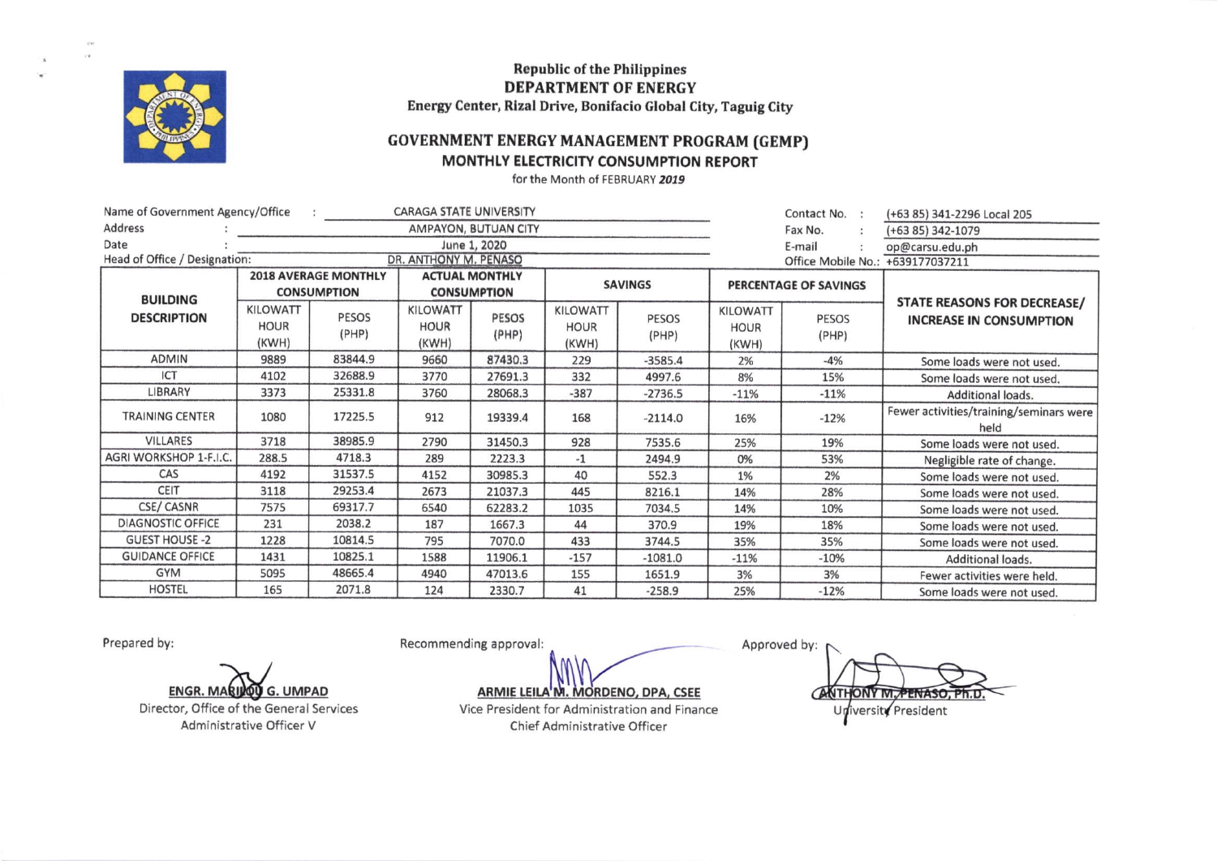Republic of the Philippines
**DEPARTMENT OF ENERGY**
**Energy Center, Rizal Drive, Bonifacio Global City, Taguig City**

## GOVERNMENT ENERGY MANAGEMENT PROGRAM (GEMP)
### MONTHLY ELECTRICITY CONSUMPTION REPORT
for the Month of FEBRUARY ***2019***

Name of Government Agency/Office : CARAGA STATE UNIVERSITY
Address : AMPAYON, BUTUAN CITY
Date : June 1, 2020
Head of Office / Designation: DR. ANTHONY M. PENASO

Contact No. : (+63 85) 341-2296 Local 205
Fax No. : (+63 85) 342-1079
E-mail : op@carsu.edu.ph
Office Mobile No.: +639177037211

| BUILDING DESCRIPTION | 2018 AVERAGE MONTHLY CONSUMPTION | | ACTUAL MONTHLY CONSUMPTION | | SAVINGS | | PERCENTAGE OF SAVINGS | | STATE REASONS FOR DECREASE/ INCREASE IN CONSUMPTION |
|---|---|---|---|---|---|---|---|---|---|
| | KILOWATT HOUR (KWH) | PESOS (PHP) | KILOWATT HOUR (KWH) | PESOS (PHP) | KILOWATT HOUR (KWH) | PESOS (PHP) | KILOWATT HOUR (KWH) | PESOS (PHP) | |
| ADMIN | 9889 | 83844.9 | 9660 | 87430.3 | 229 | -3585.4 | 2% | -4% | Some loads were not used. |
| ICT | 4102 | 32688.9 | 3770 | 27691.3 | 332 | 4997.6 | 8% | 15% | Some loads were not used. |
| LIBRARY | 3373 | 25331.8 | 3760 | 28068.3 | -387 | -2736.5 | -11% | -11% | Additional loads. |
| TRAINING CENTER | 1080 | 17225.5 | 912 | 19339.4 | 168 | -2114.0 | 16% | -12% | Fewer activities/training/seminars were held |
| VILLARES | 3718 | 38985.9 | 2790 | 31450.3 | 928 | 7535.6 | 25% | 19% | Some loads were not used. |
| AGRI WORKSHOP 1-F.I.C. | 288.5 | 4718.3 | 289 | 2223.3 | -1 | 2494.9 | 0% | 53% | Negligible rate of change. |
| CAS | 4192 | 31537.5 | 4152 | 30985.3 | 40 | 552.3 | 1% | 2% | Some loads were not used. |
| CEIT | 3118 | 29253.4 | 2673 | 21037.3 | 445 | 8216.1 | 14% | 28% | Some loads were not used. |
| CSE/ CASNR | 7575 | 69317.7 | 6540 | 62283.2 | 1035 | 7034.5 | 14% | 10% | Some loads were not used. |
| DIAGNOSTIC OFFICE | 231 | 2038.2 | 187 | 1667.3 | 44 | 370.9 | 19% | 18% | Some loads were not used. |
| GUEST HOUSE -2 | 1228 | 10814.5 | 795 | 7070.0 | 433 | 3744.5 | 35% | 35% | Some loads were not used. |
| GUIDANCE OFFICE | 1431 | 10825.1 | 1588 | 11906.1 | -157 | -1081.0 | -11% | -10% | Additional loads. |
| GYM | 5095 | 48665.4 | 4940 | 47013.6 | 155 | 1651.9 | 3% | 3% | Fewer activities were held. |
| HOSTEL | 165 | 2071.8 | 124 | 2330.7 | 41 | -258.9 | 25% | -12% | Some loads were not used. |

Prepared by:

**ENGR. MARILOU G. UMPAD**
Director, Office of the General Services
Administrative Officer V

Recommending approval:

**ARMIE LEILA M. MORDENO, DPA, CSEE**
Vice President for Administration and Finance
Chief Administrative Officer

Approved by:

**ANTHONY M. PENASO, Ph.D.**
University President